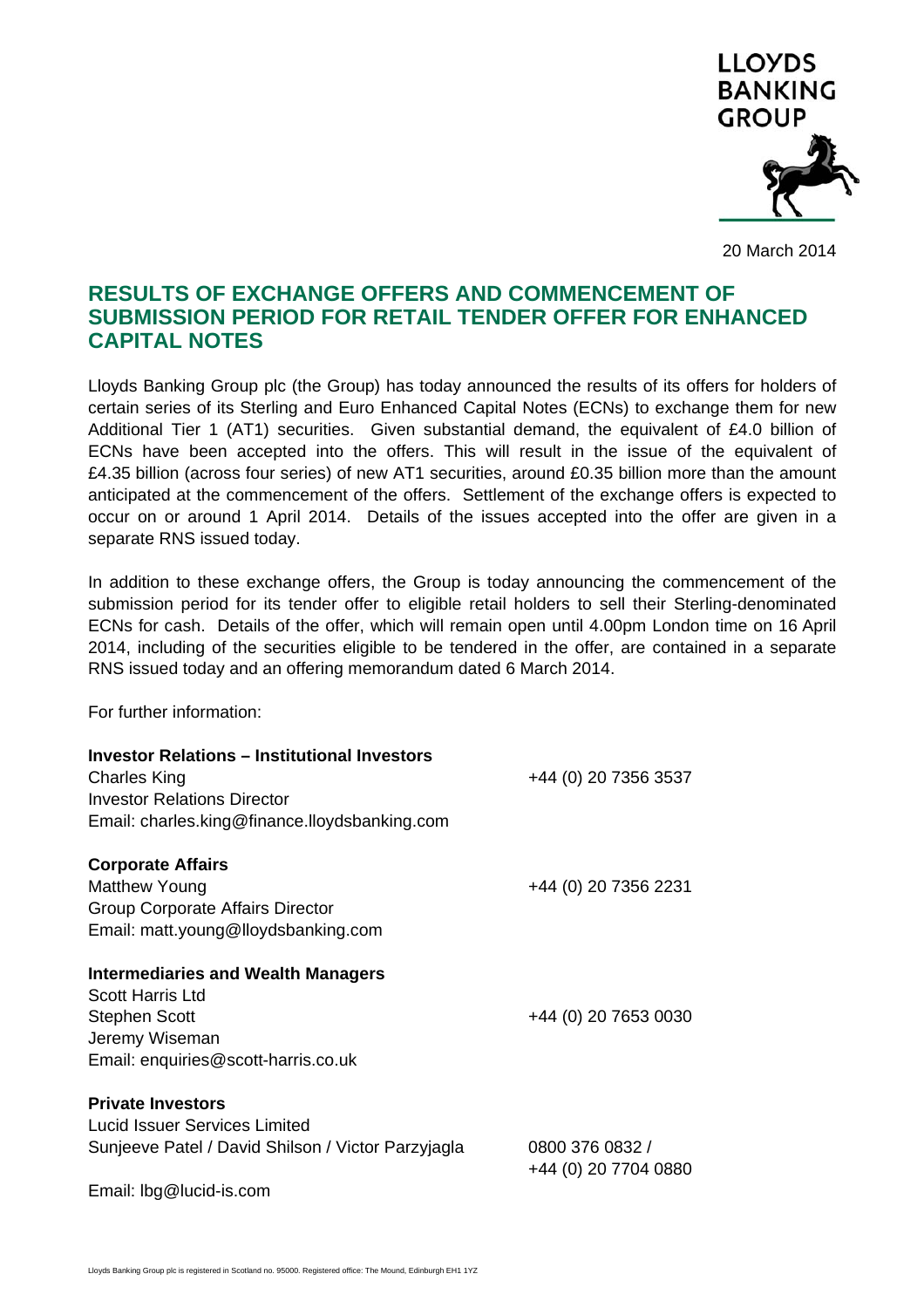LLOYDS BANKING GROUP

20 March 2014

# RESULTS OF EXCHANGE OFFERS AND COMMENCEMENT OF SUBMISSION PERIOD FOR RETAIL TENDER OFFER FOR ENHANCED CAPITAL NOTES

Lloyds Banking Group plc (the Group) has today announced the results of its offers for holders of certain series of its Sterling and Euro Enhanced Capital Notes (ECNs) to exchange them for new Additional Tier 1 (AT1) securities. Given substantial demand, the equivalent of £4.0 billion of ECNs have been accepted into the offers. This will result in the issue of the equivalent of £4.35 billion (across four series) of new AT1 securities, around £0.35 billion more than the amount anticipated at the commencement of the offers. Settlement of the exchange offers is expected to occur on or around 1 April 2014. Details of the issues accepted into the offer are given in a separate RNS issued today.

In addition to these exchange offers, the Group is today announcing the commencement of the submission period for its tender offer to eligible retail holders to sell their Sterling-denominated ECNs for cash. Details of the offer, which will remain open until 4.00pm London time on 16 April 2014, including of the securities eligible to be tendered in the offer, are contained in a separate RNS issued today and an offering memorandum dated 6 March 2014.

For further information:

**Investor Relations – Institutional Investors**
Charles King — +44 (0) 20 7356 3537
Investor Relations Director
Email: charles.king@finance.lloydsbanking.com

**Corporate Affairs**
Matthew Young — +44 (0) 20 7356 2231
Group Corporate Affairs Director
Email: matt.young@lloydsbanking.com

**Intermediaries and Wealth Managers**
Scott Harris Ltd
Stephen Scott — +44 (0) 20 7653 0030
Jeremy Wiseman
Email: enquiries@scott-harris.co.uk

**Private Investors**
Lucid Issuer Services Limited
Sunjeeve Patel / David Shilson / Victor Parzyjagla — 0800 376 0832 / +44 (0) 20 7704 0880
Email: lbg@lucid-is.com

Lloyds Banking Group plc is registered in Scotland no. 95000. Registered office: The Mound, Edinburgh EH1 1YZ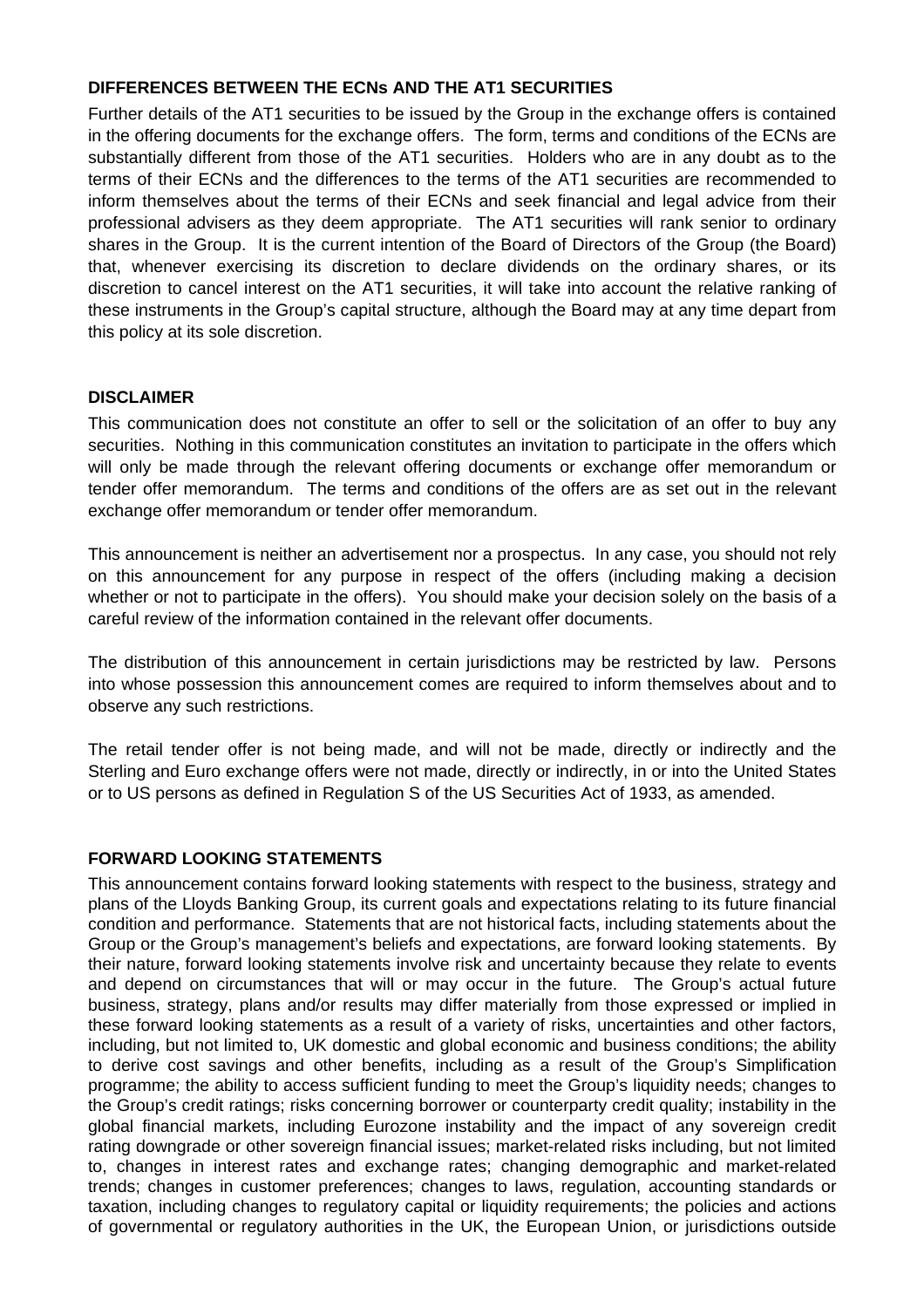**DIFFERENCES BETWEEN THE ECNs AND THE AT1 SECURITIES**

Further details of the AT1 securities to be issued by the Group in the exchange offers is contained in the offering documents for the exchange offers. The form, terms and conditions of the ECNs are substantially different from those of the AT1 securities. Holders who are in any doubt as to the terms of their ECNs and the differences to the terms of the AT1 securities are recommended to inform themselves about the terms of their ECNs and seek financial and legal advice from their professional advisers as they deem appropriate. The AT1 securities will rank senior to ordinary shares in the Group. It is the current intention of the Board of Directors of the Group (the Board) that, whenever exercising its discretion to declare dividends on the ordinary shares, or its discretion to cancel interest on the AT1 securities, it will take into account the relative ranking of these instruments in the Group's capital structure, although the Board may at any time depart from this policy at its sole discretion.

**DISCLAIMER**

This communication does not constitute an offer to sell or the solicitation of an offer to buy any securities. Nothing in this communication constitutes an invitation to participate in the offers which will only be made through the relevant offering documents or exchange offer memorandum or tender offer memorandum. The terms and conditions of the offers are as set out in the relevant exchange offer memorandum or tender offer memorandum.

This announcement is neither an advertisement nor a prospectus. In any case, you should not rely on this announcement for any purpose in respect of the offers (including making a decision whether or not to participate in the offers). You should make your decision solely on the basis of a careful review of the information contained in the relevant offer documents.

The distribution of this announcement in certain jurisdictions may be restricted by law. Persons into whose possession this announcement comes are required to inform themselves about and to observe any such restrictions.

The retail tender offer is not being made, and will not be made, directly or indirectly and the Sterling and Euro exchange offers were not made, directly or indirectly, in or into the United States or to US persons as defined in Regulation S of the US Securities Act of 1933, as amended.

**FORWARD LOOKING STATEMENTS**

This announcement contains forward looking statements with respect to the business, strategy and plans of the Lloyds Banking Group, its current goals and expectations relating to its future financial condition and performance. Statements that are not historical facts, including statements about the Group or the Group's management's beliefs and expectations, are forward looking statements. By their nature, forward looking statements involve risk and uncertainty because they relate to events and depend on circumstances that will or may occur in the future. The Group's actual future business, strategy, plans and/or results may differ materially from those expressed or implied in these forward looking statements as a result of a variety of risks, uncertainties and other factors, including, but not limited to, UK domestic and global economic and business conditions; the ability to derive cost savings and other benefits, including as a result of the Group's Simplification programme; the ability to access sufficient funding to meet the Group's liquidity needs; changes to the Group's credit ratings; risks concerning borrower or counterparty credit quality; instability in the global financial markets, including Eurozone instability and the impact of any sovereign credit rating downgrade or other sovereign financial issues; market-related risks including, but not limited to, changes in interest rates and exchange rates; changing demographic and market-related trends; changes in customer preferences; changes to laws, regulation, accounting standards or taxation, including changes to regulatory capital or liquidity requirements; the policies and actions of governmental or regulatory authorities in the UK, the European Union, or jurisdictions outside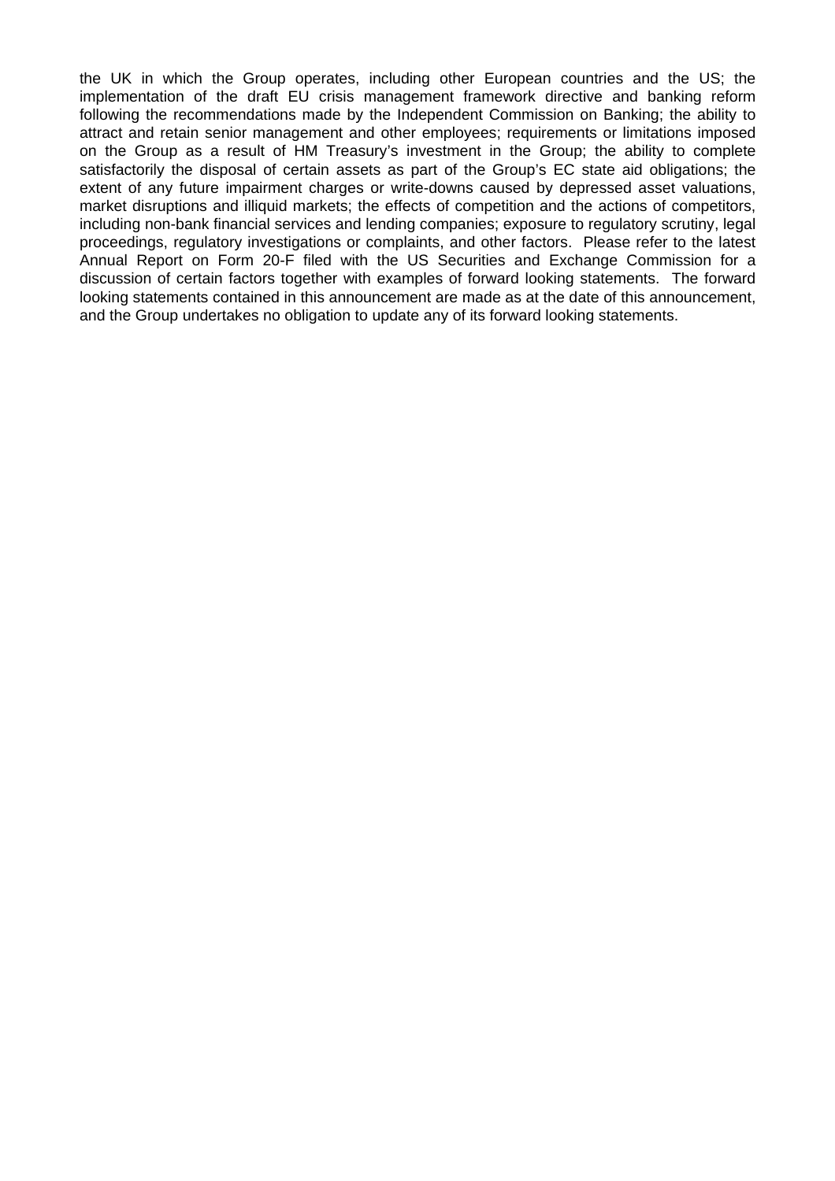the UK in which the Group operates, including other European countries and the US; the implementation of the draft EU crisis management framework directive and banking reform following the recommendations made by the Independent Commission on Banking; the ability to attract and retain senior management and other employees; requirements or limitations imposed on the Group as a result of HM Treasury's investment in the Group; the ability to complete satisfactorily the disposal of certain assets as part of the Group's EC state aid obligations; the extent of any future impairment charges or write-downs caused by depressed asset valuations, market disruptions and illiquid markets; the effects of competition and the actions of competitors, including non-bank financial services and lending companies; exposure to regulatory scrutiny, legal proceedings, regulatory investigations or complaints, and other factors. Please refer to the latest Annual Report on Form 20-F filed with the US Securities and Exchange Commission for a discussion of certain factors together with examples of forward looking statements. The forward looking statements contained in this announcement are made as at the date of this announcement, and the Group undertakes no obligation to update any of its forward looking statements.